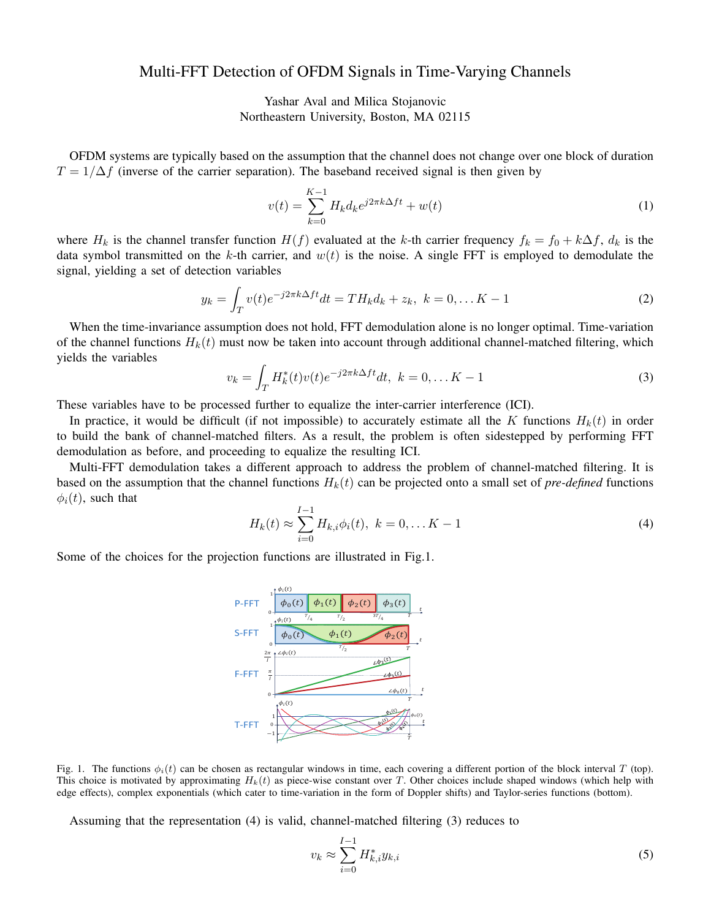# Multi-FFT Detection of OFDM Signals in Time-Varying Channels

Yashar Aval and Milica Stojanovic
Northeastern University, Boston, MA 02115

OFDM systems are typically based on the assumption that the channel does not change over one block of duration $T = 1/\Delta f$ (inverse of the carrier separation). The baseband received signal is then given by

$$v(t) = \sum_{k=0}^{K-1} H_k d_k e^{j2\pi k\Delta f t} + w(t) \tag{1}$$

where $H_k$ is the channel transfer function $H(f)$ evaluated at the $k$-th carrier frequency $f_k = f_0 + k\Delta f$, $d_k$ is the data symbol transmitted on the $k$-th carrier, and $w(t)$ is the noise. A single FFT is employed to demodulate the signal, yielding a set of detection variables

$$y_k = \int_T v(t) e^{-j2\pi k\Delta f t} dt = T H_k d_k + z_k, \;\; k = 0, \ldots K-1 \tag{2}$$

When the time-invariance assumption does not hold, FFT demodulation alone is no longer optimal. Time-variation of the channel functions $H_k(t)$ must now be taken into account through additional channel-matched filtering, which yields the variables

$$v_k = \int_T H_k^*(t) v(t) e^{-j2\pi k\Delta f t} dt, \;\; k = 0, \ldots K-1 \tag{3}$$

These variables have to be processed further to equalize the inter-carrier interference (ICI).

In practice, it would be difficult (if not impossible) to accurately estimate all the $K$ functions $H_k(t)$ in order to build the bank of channel-matched filters. As a result, the problem is often sidestepped by performing FFT demodulation as before, and proceeding to equalize the resulting ICI.

Multi-FFT demodulation takes a different approach to address the problem of channel-matched filtering. It is based on the assumption that the channel functions $H_k(t)$ can be projected onto a small set of *pre-defined* functions $\phi_i(t)$, such that

$$H_k(t) \approx \sum_{i=0}^{I-1} H_{k,i} \phi_i(t), \;\; k = 0, \ldots K-1 \tag{4}$$

Some of the choices for the projection functions are illustrated in Fig.1.

Fig. 1. The functions $\phi_i(t)$ can be chosen as rectangular windows in time, each covering a different portion of the block interval $T$ (top). This choice is motivated by approximating $H_k(t)$ as piece-wise constant over $T$. Other choices include shaped windows (which help with edge effects), complex exponentials (which cater to time-variation in the form of Doppler shifts) and Taylor-series functions (bottom).

Assuming that the representation (4) is valid, channel-matched filtering (3) reduces to

$$v_k \approx \sum_{i=0}^{I-1} H_{k,i}^* y_{k,i} \tag{5}$$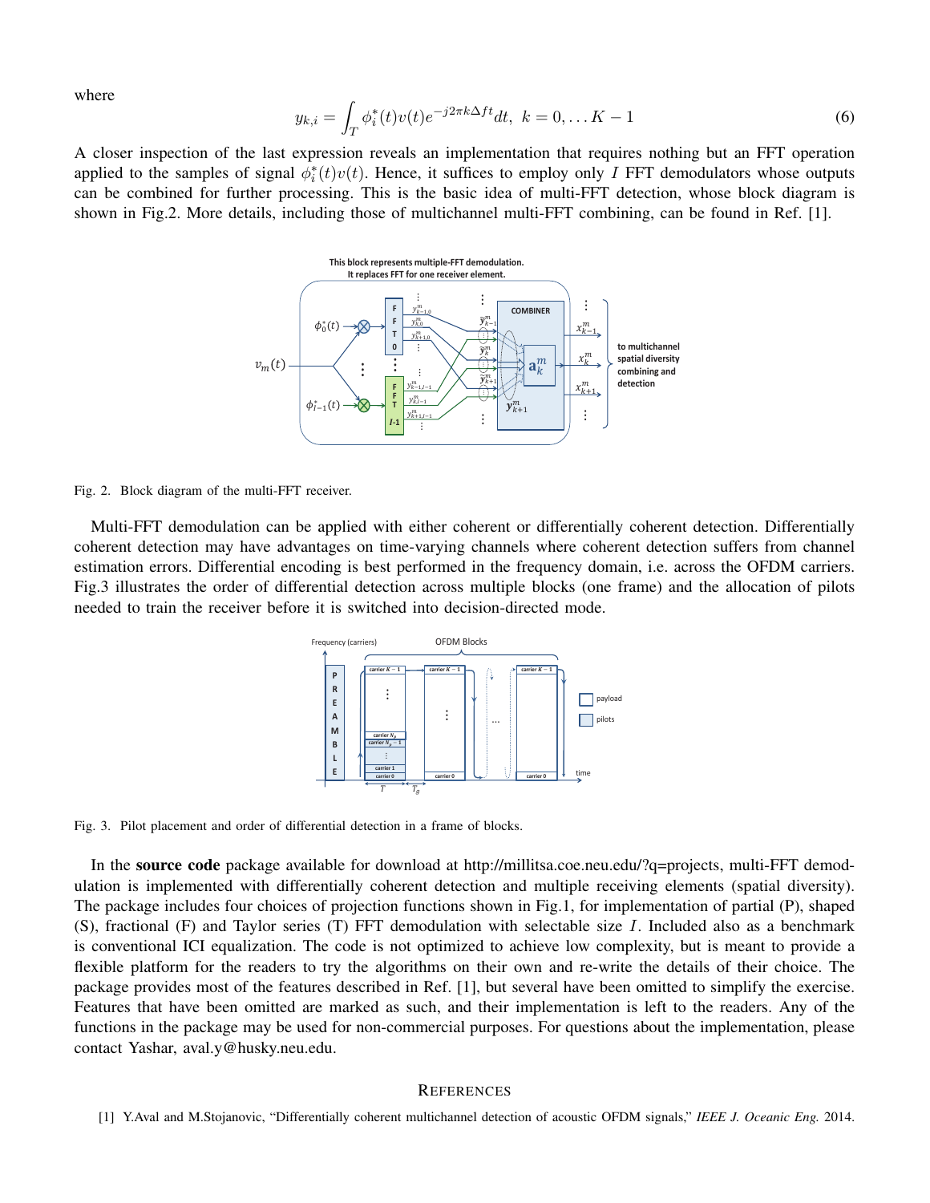where

$$y_{k,i} = \int_T \phi_i^*(t) v(t) e^{-j2\pi k \Delta f t} dt, \;\; k = 0, \dots K-1 \tag{6}$$

A closer inspection of the last expression reveals an implementation that requires nothing but an FFT operation applied to the samples of signal $\phi_i^*(t)v(t)$. Hence, it suffices to employ only $I$ FFT demodulators whose outputs can be combined for further processing. This is the basic idea of multi-FFT detection, whose block diagram is shown in Fig.2. More details, including those of multichannel multi-FFT combining, can be found in Ref. [1].

This block represents multiple-FFT demodulation.
It replaces FFT for one receiver element.

$v_m(t)$

$\phi_0^*(t)$

$\phi_{I-1}^*(t)$

FFT 0

FFT I-1

$y^m_{k-1,0}$

$y^m_{k,0}$

$y^m_{k+1,0}$

$y^m_{k-1,I-1}$

$y^m_{k,I-1}$

$y^m_{k+1,I-1}$

$\tilde{y}^m_{k-1}$

$\tilde{y}^m_k$

$\tilde{y}^m_{k+1}$

COMBINER

$\mathbf{a}^m_k$

$\mathbf{y}^m_{k+1}$

$x^m_{k-1}$

$x^m_k$

$x^m_{k+1}$

to multichannel spatial diversity combining and detection

Fig. 2. Block diagram of the multi-FFT receiver.

Multi-FFT demodulation can be applied with either coherent or differentially coherent detection. Differentially coherent detection may have advantages on time-varying channels where coherent detection suffers from channel estimation errors. Differential encoding is best performed in the frequency domain, i.e. across the OFDM carriers. Fig.3 illustrates the order of differential detection across multiple blocks (one frame) and the allocation of pilots needed to train the receiver before it is switched into decision-directed mode.

Frequency (carriers)

OFDM Blocks

PREAMBLE

carrier $K-1$

carrier $N_p$

carrier $N_p-1$

carrier 1

carrier 0

time

$T$

$T_g$

payload

pilots

Fig. 3. Pilot placement and order of differential detection in a frame of blocks.

In the **source code** package available for download at http://millitsa.coe.neu.edu/?q=projects, multi-FFT demodulation is implemented with differentially coherent detection and multiple receiving elements (spatial diversity). The package includes four choices of projection functions shown in Fig.1, for implementation of partial (P), shaped (S), fractional (F) and Taylor series (T) FFT demodulation with selectable size $I$. Included also as a benchmark is conventional ICI equalization. The code is not optimized to achieve low complexity, but is meant to provide a flexible platform for the readers to try the algorithms on their own and re-write the details of their choice. The package provides most of the features described in Ref. [1], but several have been omitted to simplify the exercise. Features that have been omitted are marked as such, and their implementation is left to the readers. Any of the functions in the package may be used for non-commercial purposes. For questions about the implementation, please contact Yashar, aval.y@husky.neu.edu.

## References

[1] Y.Aval and M.Stojanovic, "Differentially coherent multichannel detection of acoustic OFDM signals," *IEEE J. Oceanic Eng.* 2014.